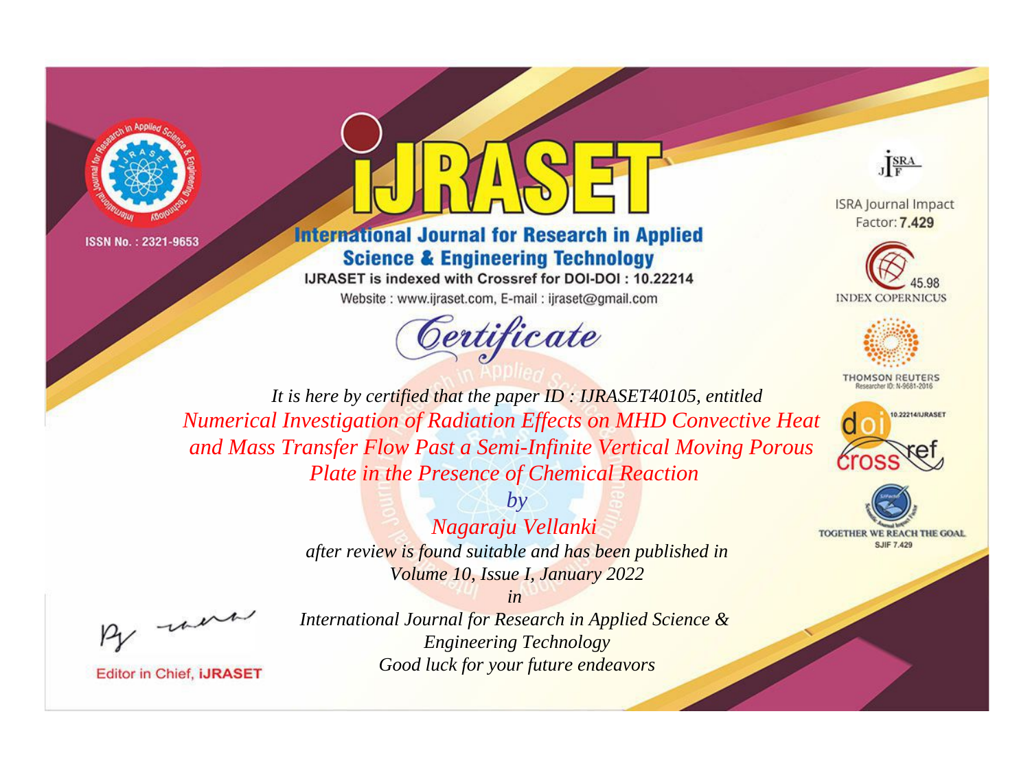ISSN No. : 2321-9653

# IJRASET

## International Journal for Research in Applied Science & Engineering Technology

IJRASET is indexed with Crossref for DOI-DOI : 10.22214

Website : www.ijraset.com, E-mail : ijraset@gmail.com

ISRA Journal Impact Factor: **7.429**

45.98 INDEX COPERNICUS

THOMSON REUTERS Researcher ID: N-9681-2016

10.22214/IJRASET

TOGETHER WE REACH THE GOAL SJIF 7.429

# *Certificate*

*It is here by certified that the paper ID : IJRASET40105, entitled*

*Numerical Investigation of Radiation Effects on MHD Convective Heat and Mass Transfer Flow Past a Semi-Infinite Vertical Moving Porous Plate in the Presence of Chemical Reaction*

*by*

*Nagaraju Vellanki*

*after review is found suitable and has been published in*

*Volume 10, Issue I, January 2022*

*in*

*International Journal for Research in Applied Science & Engineering Technology*

*Good luck for your future endeavors*

Editor in Chief, **iJRASET**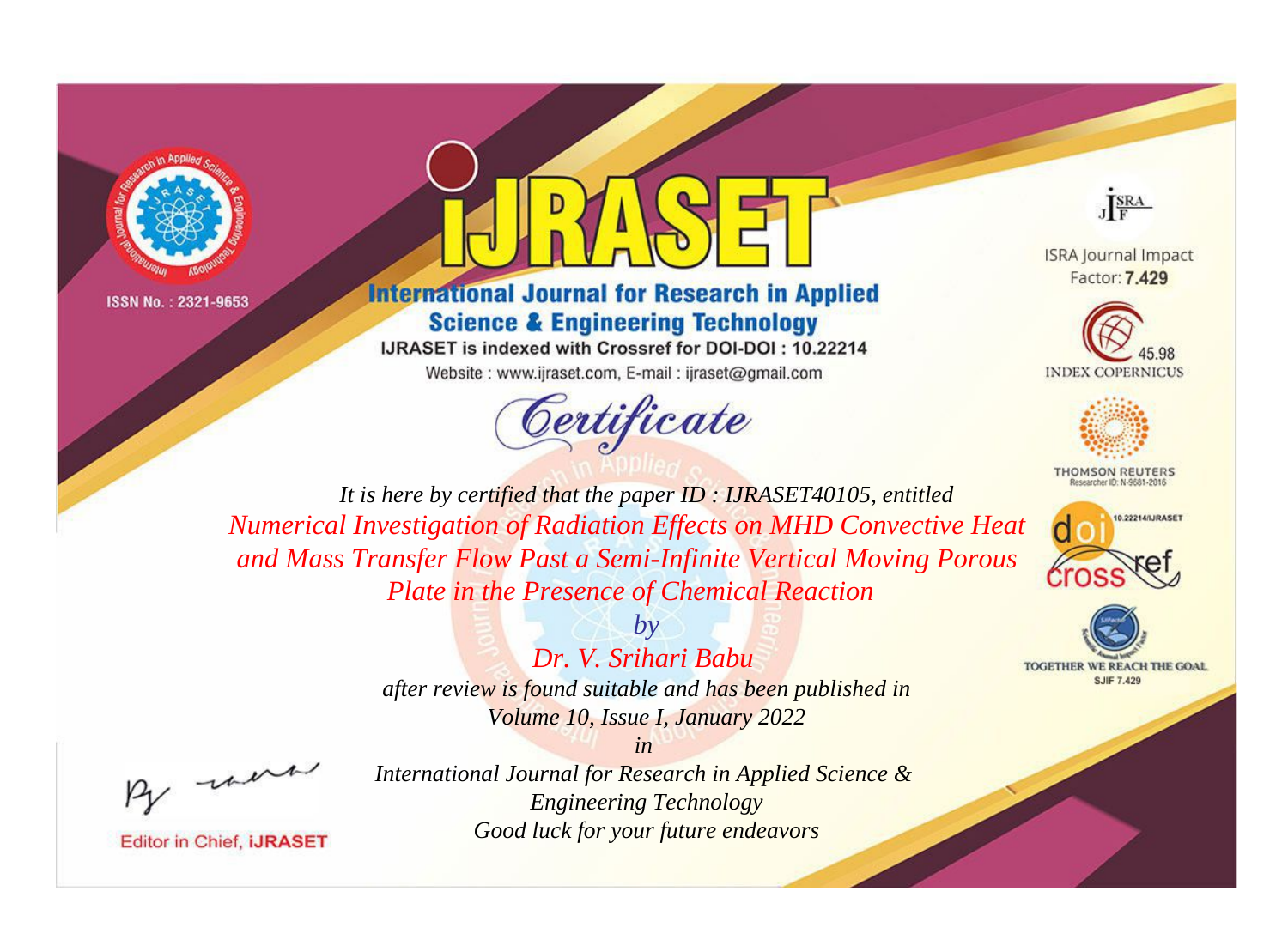ISSN No. : 2321-9653

# IJRASET

## International Journal for Research in Applied Science & Engineering Technology

IJRASET is indexed with Crossref for DOI-DOI : 10.22214

Website : www.ijraset.com, E-mail : ijraset@gmail.com

ISRA Journal Impact Factor: **7.429**

45.98 INDEX COPERNICUS

THOMSON REUTERS Researcher ID: N-9681-2016

10.22214/IJRASET

TOGETHER WE REACH THE GOAL SJIF 7.429

# *Certificate*

*It is here by certified that the paper ID : IJRASET40105, entitled*

*Numerical Investigation of Radiation Effects on MHD Convective Heat and Mass Transfer Flow Past a Semi-Infinite Vertical Moving Porous Plate in the Presence of Chemical Reaction*

*by*

*Dr. V. Srihari Babu*

*after review is found suitable and has been published in*

*Volume 10, Issue I, January 2022*

*in*

*International Journal for Research in Applied Science & Engineering Technology*

*Good luck for your future endeavors*

Editor in Chief, **iJRASET**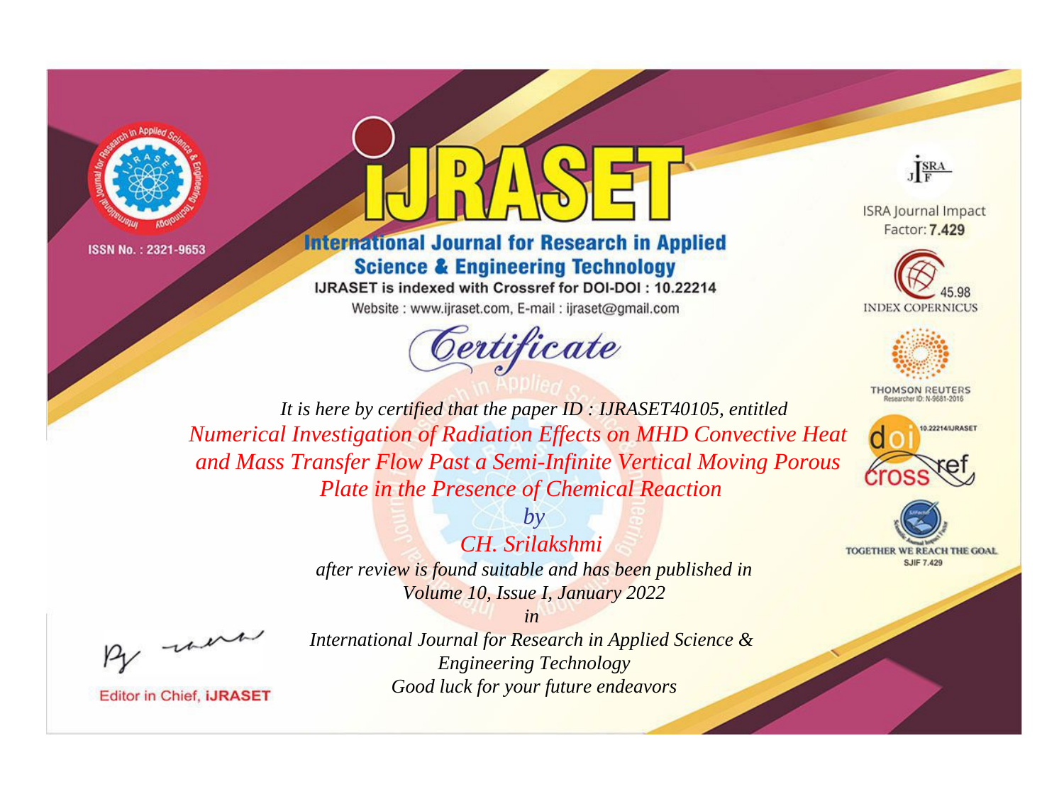ISSN No. : 2321-9653

# iJRASET

## International Journal for Research in Applied Science & Engineering Technology

IJRASET is indexed with Crossref for DOI-DOI : 10.22214

Website : www.ijraset.com, E-mail : ijraset@gmail.com

ISRA Journal Impact Factor: **7.429**

45.98 INDEX COPERNICUS

THOMSON REUTERS Researcher ID: N-9681-2016

10.22214/IJRASET

TOGETHER WE REACH THE GOAL SJIF 7.429

# *Certificate*

*It is here by certified that the paper ID : IJRASET40105, entitled*

*Numerical Investigation of Radiation Effects on MHD Convective Heat and Mass Transfer Flow Past a Semi-Infinite Vertical Moving Porous Plate in the Presence of Chemical Reaction*

*by*

*CH. Srilakshmi*

*after review is found suitable and has been published in*

*Volume 10, Issue I, January 2022*

*in*

*International Journal for Research in Applied Science & Engineering Technology*

*Good luck for your future endeavors*

Editor in Chief, **iJRASET**